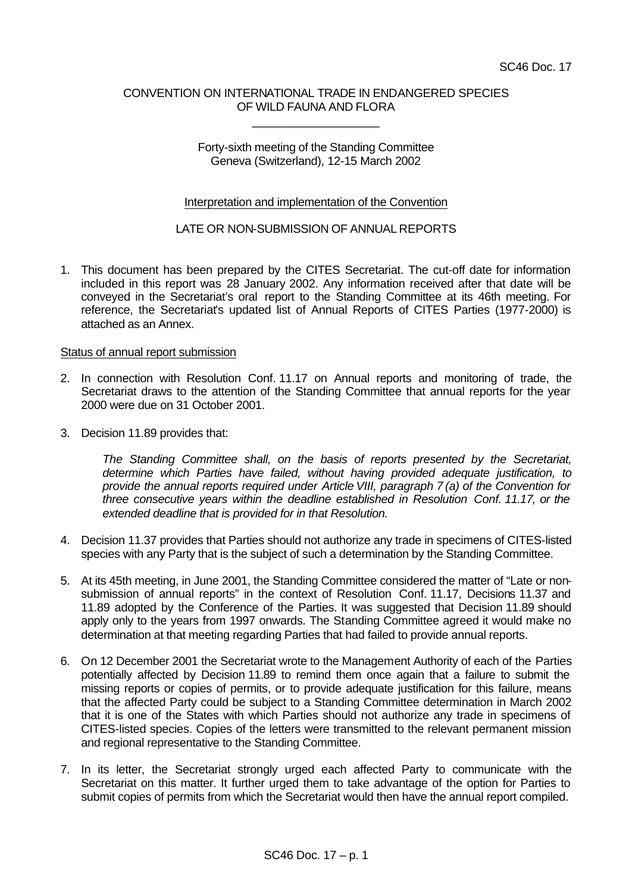SC46 Doc. 17

CONVENTION ON INTERNATIONAL TRADE IN ENDANGERED SPECIES OF WILD FAUNA AND FLORA

\_\_\_\_\_\_\_\_\_\_\_\_\_\_\_\_\_\_\_\_

Forty-sixth meeting of the Standing Committee
Geneva (Switzerland), 12-15 March 2002

Interpretation and implementation of the Convention

LATE OR NON-SUBMISSION OF ANNUAL REPORTS

1. This document has been prepared by the CITES Secretariat. The cut-off date for information included in this report was 28 January 2002. Any information received after that date will be conveyed in the Secretariat's oral report to the Standing Committee at its 46th meeting. For reference, the Secretariat's updated list of Annual Reports of CITES Parties (1977-2000) is attached as an Annex.

Status of annual report submission

2. In connection with Resolution Conf. 11.17 on Annual reports and monitoring of trade, the Secretariat draws to the attention of the Standing Committee that annual reports for the year 2000 were due on 31 October 2001.

3. Decision 11.89 provides that:

   *The Standing Committee shall, on the basis of reports presented by the Secretariat, determine which Parties have failed, without having provided adequate justification, to provide the annual reports required under Article VIII, paragraph 7 (a) of the Convention for three consecutive years within the deadline established in Resolution Conf. 11.17, or the extended deadline that is provided for in that Resolution.*

4. Decision 11.37 provides that Parties should not authorize any trade in specimens of CITES-listed species with any Party that is the subject of such a determination by the Standing Committee.

5. At its 45th meeting, in June 2001, the Standing Committee considered the matter of "Late or non-submission of annual reports" in the context of Resolution Conf. 11.17, Decisions 11.37 and 11.89 adopted by the Conference of the Parties. It was suggested that Decision 11.89 should apply only to the years from 1997 onwards. The Standing Committee agreed it would make no determination at that meeting regarding Parties that had failed to provide annual reports.

6. On 12 December 2001 the Secretariat wrote to the Management Authority of each of the Parties potentially affected by Decision 11.89 to remind them once again that a failure to submit the missing reports or copies of permits, or to provide adequate justification for this failure, means that the affected Party could be subject to a Standing Committee determination in March 2002 that it is one of the States with which Parties should not authorize any trade in specimens of CITES-listed species. Copies of the letters were transmitted to the relevant permanent mission and regional representative to the Standing Committee.

7. In its letter, the Secretariat strongly urged each affected Party to communicate with the Secretariat on this matter. It further urged them to take advantage of the option for Parties to submit copies of permits from which the Secretariat would then have the annual report compiled.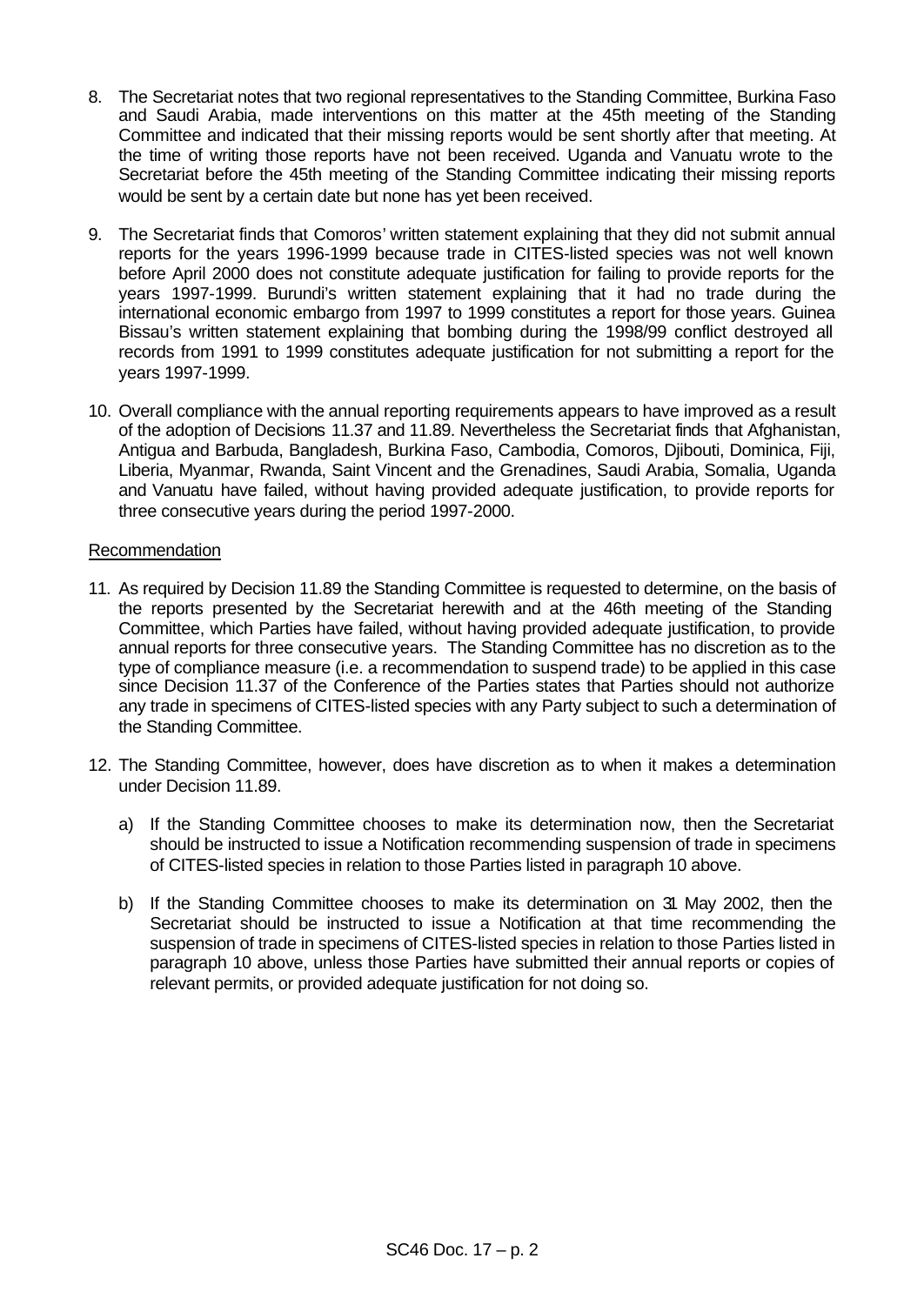8. The Secretariat notes that two regional representatives to the Standing Committee, Burkina Faso and Saudi Arabia, made interventions on this matter at the 45th meeting of the Standing Committee and indicated that their missing reports would be sent shortly after that meeting. At the time of writing those reports have not been received. Uganda and Vanuatu wrote to the Secretariat before the 45th meeting of the Standing Committee indicating their missing reports would be sent by a certain date but none has yet been received.

9. The Secretariat finds that Comoros' written statement explaining that they did not submit annual reports for the years 1996-1999 because trade in CITES-listed species was not well known before April 2000 does not constitute adequate justification for failing to provide reports for the years 1997-1999. Burundi's written statement explaining that it had no trade during the international economic embargo from 1997 to 1999 constitutes a report for those years. Guinea Bissau's written statement explaining that bombing during the 1998/99 conflict destroyed all records from 1991 to 1999 constitutes adequate justification for not submitting a report for the years 1997-1999.

10. Overall compliance with the annual reporting requirements appears to have improved as a result of the adoption of Decisions 11.37 and 11.89. Nevertheless the Secretariat finds that Afghanistan, Antigua and Barbuda, Bangladesh, Burkina Faso, Cambodia, Comoros, Djibouti, Dominica, Fiji, Liberia, Myanmar, Rwanda, Saint Vincent and the Grenadines, Saudi Arabia, Somalia, Uganda and Vanuatu have failed, without having provided adequate justification, to provide reports for three consecutive years during the period 1997-2000.

Recommendation

11. As required by Decision 11.89 the Standing Committee is requested to determine, on the basis of the reports presented by the Secretariat herewith and at the 46th meeting of the Standing Committee, which Parties have failed, without having provided adequate justification, to provide annual reports for three consecutive years. The Standing Committee has no discretion as to the type of compliance measure (i.e. a recommendation to suspend trade) to be applied in this case since Decision 11.37 of the Conference of the Parties states that Parties should not authorize any trade in specimens of CITES-listed species with any Party subject to such a determination of the Standing Committee.

12. The Standing Committee, however, does have discretion as to when it makes a determination under Decision 11.89.

    a) If the Standing Committee chooses to make its determination now, then the Secretariat should be instructed to issue a Notification recommending suspension of trade in specimens of CITES-listed species in relation to those Parties listed in paragraph 10 above.

    b) If the Standing Committee chooses to make its determination on 31 May 2002, then the Secretariat should be instructed to issue a Notification at that time recommending the suspension of trade in specimens of CITES-listed species in relation to those Parties listed in paragraph 10 above, unless those Parties have submitted their annual reports or copies of relevant permits, or provided adequate justification for not doing so.